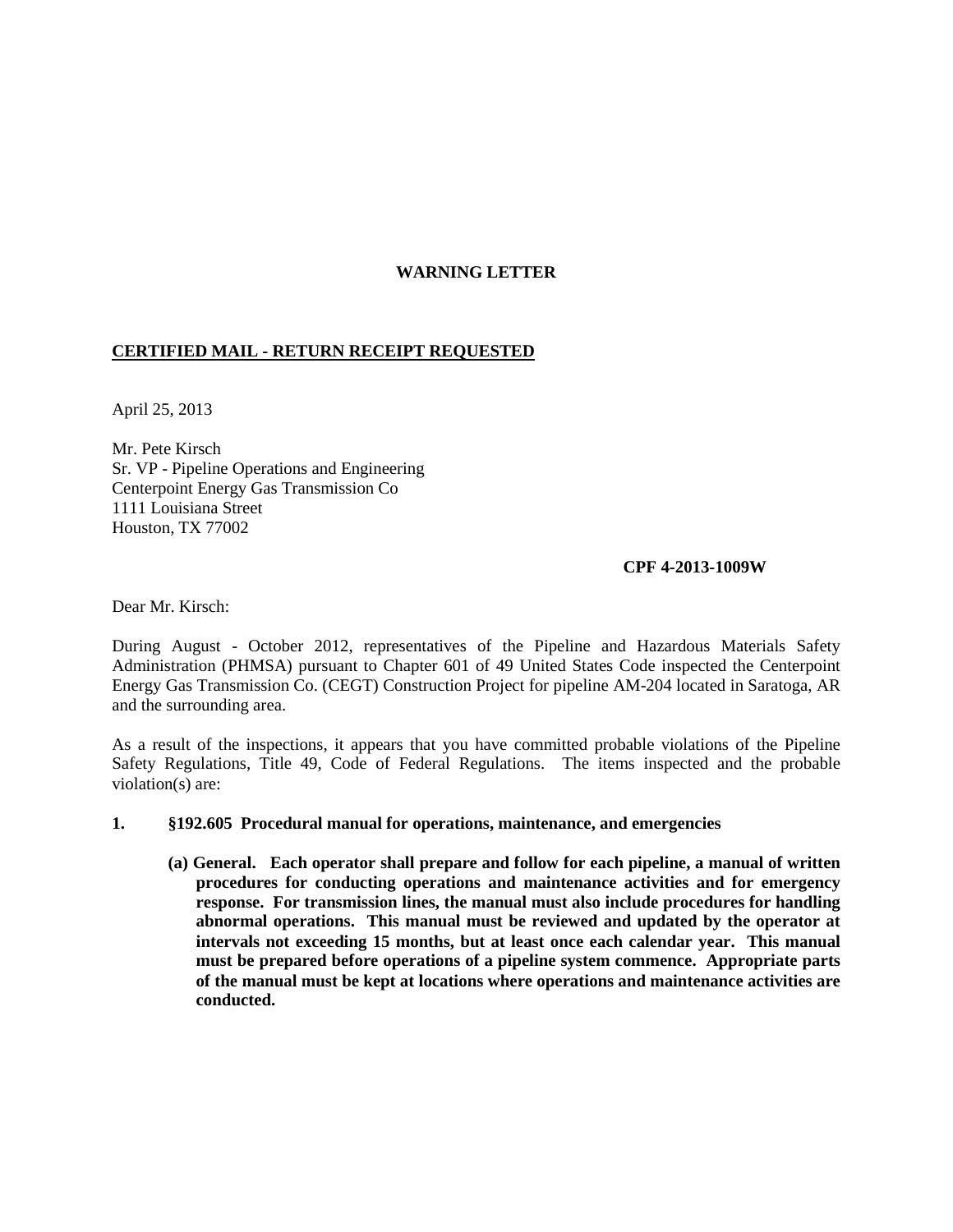**WARNING LETTER**

**CERTIFIED MAIL - RETURN RECEIPT REQUESTED**

April 25, 2013

Mr. Pete Kirsch
Sr. VP - Pipeline Operations and Engineering
Centerpoint Energy Gas Transmission Co
1111 Louisiana Street
Houston, TX 77002

**CPF 4-2013-1009W**

Dear Mr. Kirsch:

During August - October 2012, representatives of the Pipeline and Hazardous Materials Safety Administration (PHMSA) pursuant to Chapter 601 of 49 United States Code inspected the Centerpoint Energy Gas Transmission Co. (CEGT) Construction Project for pipeline AM-204 located in Saratoga, AR and the surrounding area.

As a result of the inspections, it appears that you have committed probable violations of the Pipeline Safety Regulations, Title 49, Code of Federal Regulations. The items inspected and the probable violation(s) are:

**1. §192.605 Procedural manual for operations, maintenance, and emergencies**

**(a) General. Each operator shall prepare and follow for each pipeline, a manual of written procedures for conducting operations and maintenance activities and for emergency response. For transmission lines, the manual must also include procedures for handling abnormal operations. This manual must be reviewed and updated by the operator at intervals not exceeding 15 months, but at least once each calendar year. This manual must be prepared before operations of a pipeline system commence. Appropriate parts of the manual must be kept at locations where operations and maintenance activities are conducted.**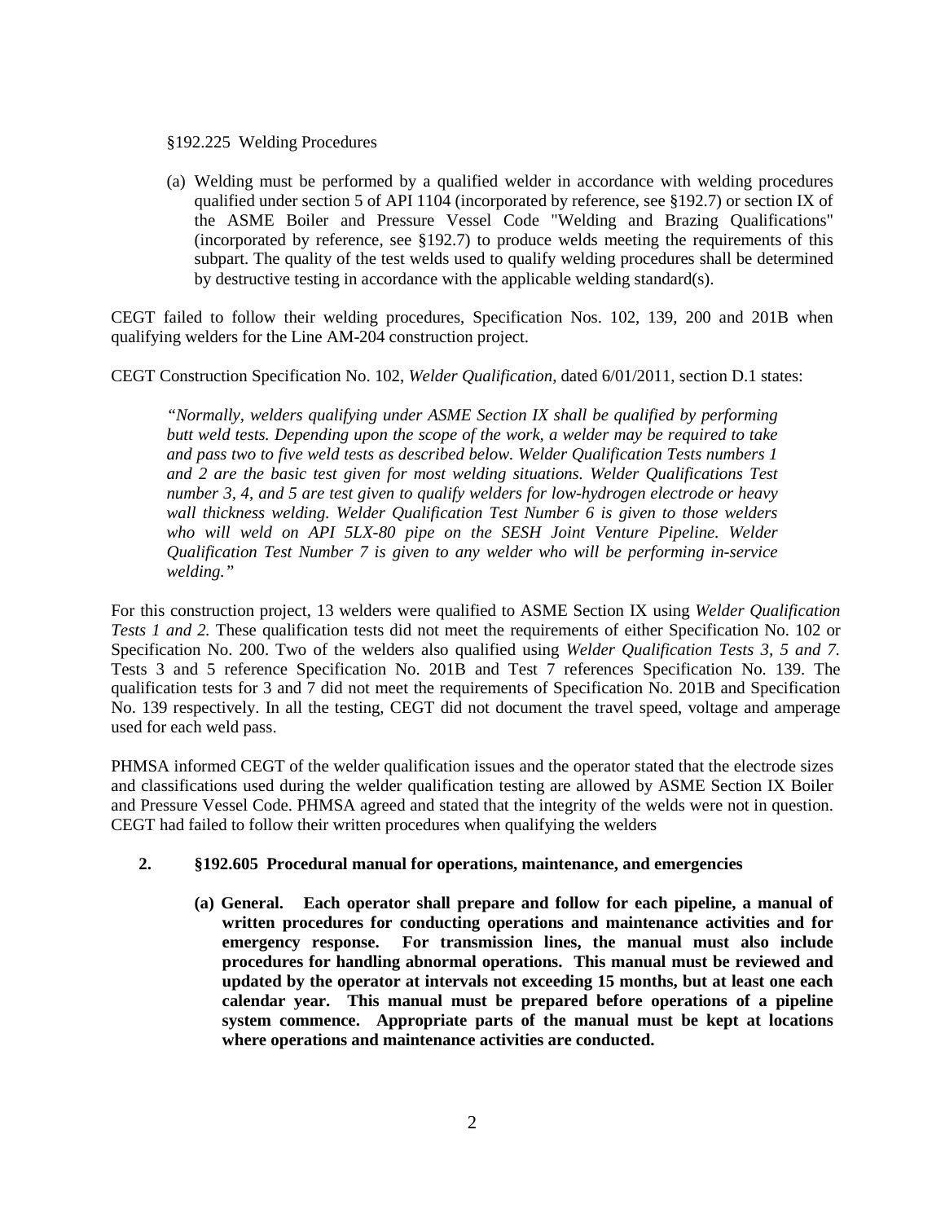§192.225 Welding Procedures

(a) Welding must be performed by a qualified welder in accordance with welding procedures qualified under section 5 of API 1104 (incorporated by reference, see §192.7) or section IX of the ASME Boiler and Pressure Vessel Code "Welding and Brazing Qualifications" (incorporated by reference, see §192.7) to produce welds meeting the requirements of this subpart. The quality of the test welds used to qualify welding procedures shall be determined by destructive testing in accordance with the applicable welding standard(s).

CEGT failed to follow their welding procedures, Specification Nos. 102, 139, 200 and 201B when qualifying welders for the Line AM-204 construction project.

CEGT Construction Specification No. 102, *Welder Qualification*, dated 6/01/2011, section D.1 states:

> *"Normally, welders qualifying under ASME Section IX shall be qualified by performing butt weld tests. Depending upon the scope of the work, a welder may be required to take and pass two to five weld tests as described below. Welder Qualification Tests numbers 1 and 2 are the basic test given for most welding situations. Welder Qualifications Test number 3, 4, and 5 are test given to qualify welders for low-hydrogen electrode or heavy wall thickness welding. Welder Qualification Test Number 6 is given to those welders who will weld on API 5LX-80 pipe on the SESH Joint Venture Pipeline. Welder Qualification Test Number 7 is given to any welder who will be performing in-service welding."*

For this construction project, 13 welders were qualified to ASME Section IX using *Welder Qualification Tests 1 and 2.* These qualification tests did not meet the requirements of either Specification No. 102 or Specification No. 200. Two of the welders also qualified using *Welder Qualification Tests 3, 5 and 7.* Tests 3 and 5 reference Specification No. 201B and Test 7 references Specification No. 139. The qualification tests for 3 and 7 did not meet the requirements of Specification No. 201B and Specification No. 139 respectively. In all the testing, CEGT did not document the travel speed, voltage and amperage used for each weld pass.

PHMSA informed CEGT of the welder qualification issues and the operator stated that the electrode sizes and classifications used during the welder qualification testing are allowed by ASME Section IX Boiler and Pressure Vessel Code. PHMSA agreed and stated that the integrity of the welds were not in question. CEGT had failed to follow their written procedures when qualifying the welders

**2. §192.605 Procedural manual for operations, maintenance, and emergencies**

**(a) General. Each operator shall prepare and follow for each pipeline, a manual of written procedures for conducting operations and maintenance activities and for emergency response. For transmission lines, the manual must also include procedures for handling abnormal operations. This manual must be reviewed and updated by the operator at intervals not exceeding 15 months, but at least one each calendar year. This manual must be prepared before operations of a pipeline system commence. Appropriate parts of the manual must be kept at locations where operations and maintenance activities are conducted.**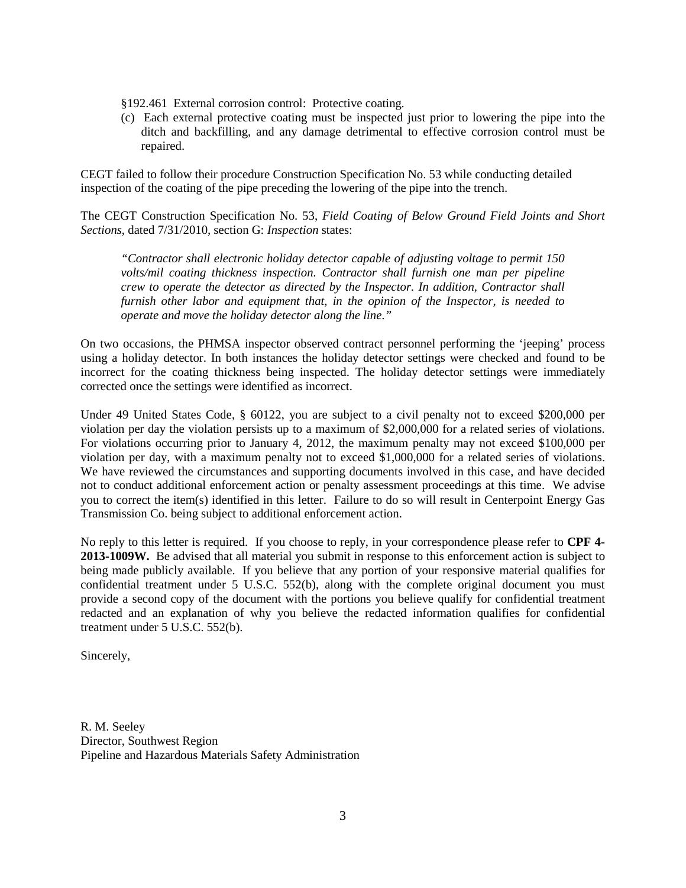§192.461 External corrosion control: Protective coating.

(c) Each external protective coating must be inspected just prior to lowering the pipe into the ditch and backfilling, and any damage detrimental to effective corrosion control must be repaired.

CEGT failed to follow their procedure Construction Specification No. 53 while conducting detailed inspection of the coating of the pipe preceding the lowering of the pipe into the trench.

The CEGT Construction Specification No. 53, *Field Coating of Below Ground Field Joints and Short Sections*, dated 7/31/2010, section G: *Inspection* states:

> *"Contractor shall electronic holiday detector capable of adjusting voltage to permit 150 volts/mil coating thickness inspection. Contractor shall furnish one man per pipeline crew to operate the detector as directed by the Inspector. In addition, Contractor shall furnish other labor and equipment that, in the opinion of the Inspector, is needed to operate and move the holiday detector along the line."*

On two occasions, the PHMSA inspector observed contract personnel performing the 'jeeping' process using a holiday detector. In both instances the holiday detector settings were checked and found to be incorrect for the coating thickness being inspected. The holiday detector settings were immediately corrected once the settings were identified as incorrect.

Under 49 United States Code, § 60122, you are subject to a civil penalty not to exceed $200,000 per violation per day the violation persists up to a maximum of $2,000,000 for a related series of violations. For violations occurring prior to January 4, 2012, the maximum penalty may not exceed $100,000 per violation per day, with a maximum penalty not to exceed $1,000,000 for a related series of violations. We have reviewed the circumstances and supporting documents involved in this case, and have decided not to conduct additional enforcement action or penalty assessment proceedings at this time. We advise you to correct the item(s) identified in this letter. Failure to do so will result in Centerpoint Energy Gas Transmission Co. being subject to additional enforcement action.

No reply to this letter is required. If you choose to reply, in your correspondence please refer to **CPF 4-2013-1009W.** Be advised that all material you submit in response to this enforcement action is subject to being made publicly available. If you believe that any portion of your responsive material qualifies for confidential treatment under 5 U.S.C. 552(b), along with the complete original document you must provide a second copy of the document with the portions you believe qualify for confidential treatment redacted and an explanation of why you believe the redacted information qualifies for confidential treatment under 5 U.S.C. 552(b).

Sincerely,

R. M. Seeley
Director, Southwest Region
Pipeline and Hazardous Materials Safety Administration